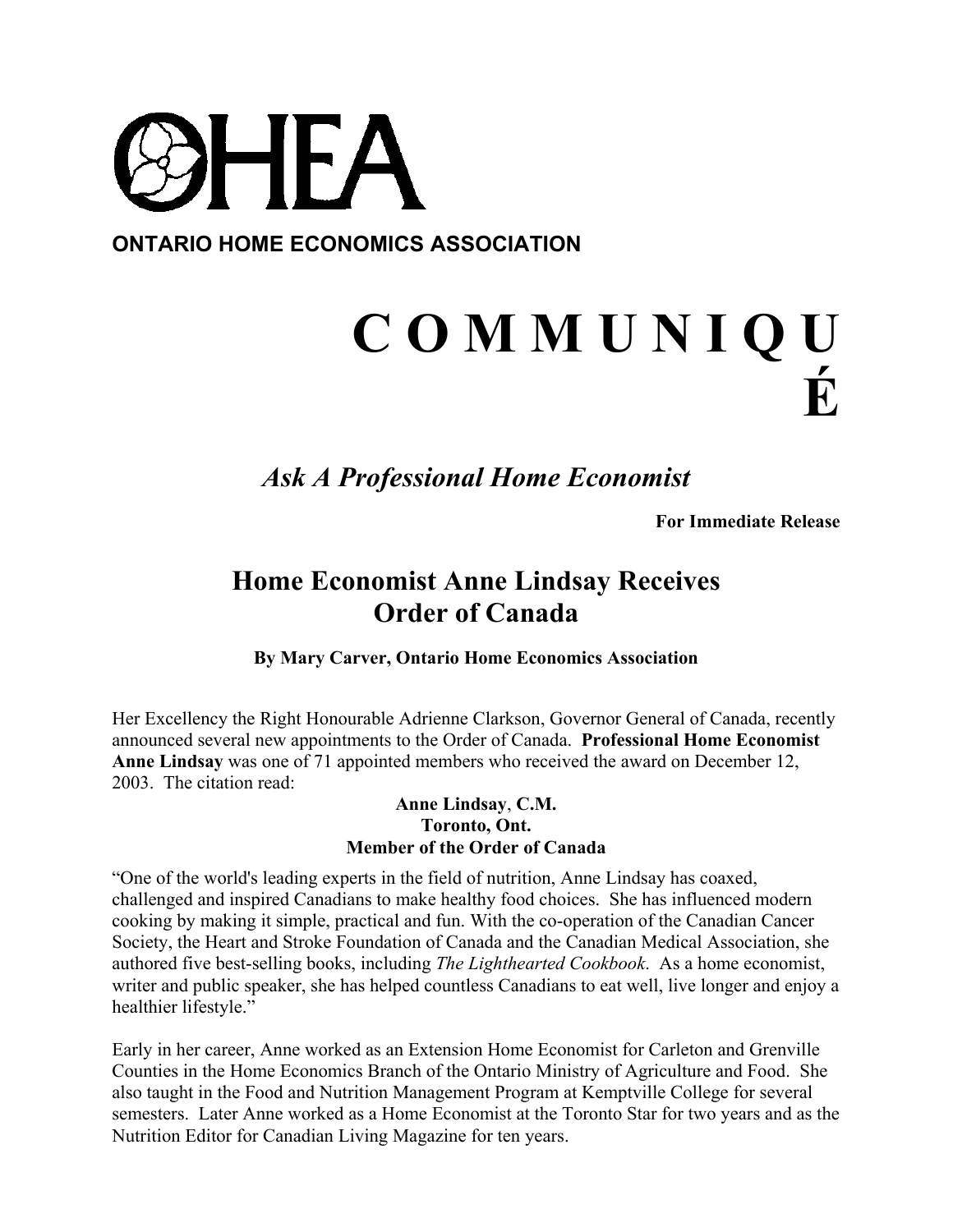OHEA

**ONTARIO HOME ECONOMICS ASSOCIATION**

# C O M M U N I Q U É

## *Ask A Professional Home Economist*

**For Immediate Release**

## Home Economist Anne Lindsay Receives Order of Canada

**By Mary Carver, Ontario Home Economics Association**

Her Excellency the Right Honourable Adrienne Clarkson, Governor General of Canada, recently announced several new appointments to the Order of Canada. **Professional Home Economist Anne Lindsay** was one of 71 appointed members who received the award on December 12, 2003. The citation read:

**Anne Lindsay, C.M.**
**Toronto, Ont.**
**Member of the Order of Canada**

"One of the world's leading experts in the field of nutrition, Anne Lindsay has coaxed, challenged and inspired Canadians to make healthy food choices. She has influenced modern cooking by making it simple, practical and fun. With the co-operation of the Canadian Cancer Society, the Heart and Stroke Foundation of Canada and the Canadian Medical Association, she authored five best-selling books, including *The Lighthearted Cookbook*. As a home economist, writer and public speaker, she has helped countless Canadians to eat well, live longer and enjoy a healthier lifestyle."

Early in her career, Anne worked as an Extension Home Economist for Carleton and Grenville Counties in the Home Economics Branch of the Ontario Ministry of Agriculture and Food. She also taught in the Food and Nutrition Management Program at Kemptville College for several semesters. Later Anne worked as a Home Economist at the Toronto Star for two years and as the Nutrition Editor for Canadian Living Magazine for ten years.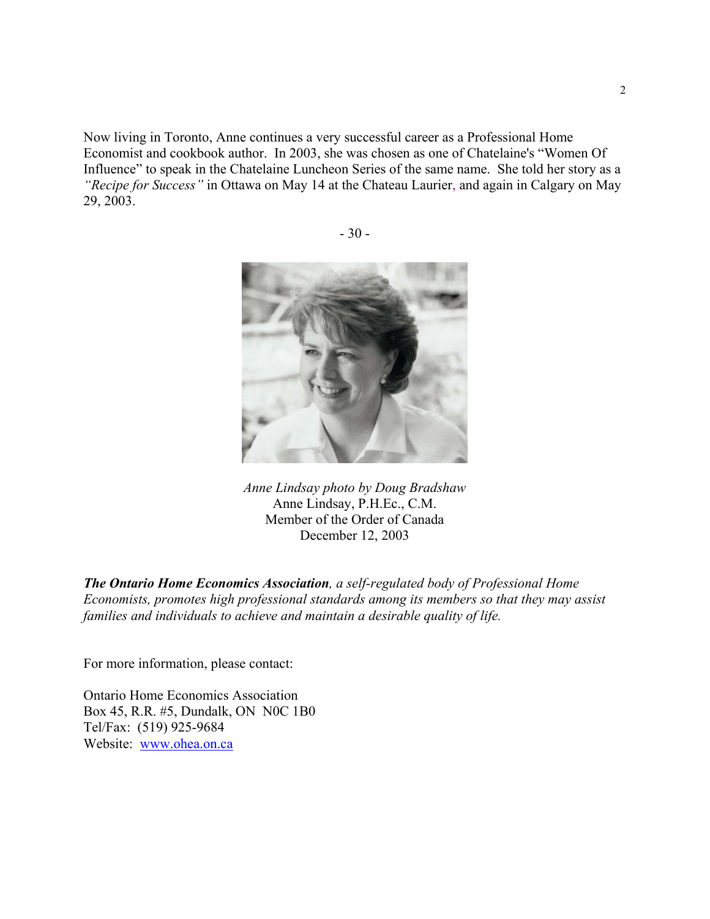Now living in Toronto, Anne continues a very successful career as a Professional Home Economist and cookbook author. In 2003, she was chosen as one of Chatelaine's "Women Of Influence" to speak in the Chatelaine Luncheon Series of the same name. She told her story as a *"Recipe for Success"* in Ottawa on May 14 at the Chateau Laurier, and again in Calgary on May 29, 2003.

- 30 -

*Anne Lindsay photo by Doug Bradshaw*
Anne Lindsay, P.H.Ec., C.M.
Member of the Order of Canada
December 12, 2003

***The Ontario Home Economics Association**, a self-regulated body of Professional Home Economists, promotes high professional standards among its members so that they may assist families and individuals to achieve and maintain a desirable quality of life.*

For more information, please contact:

Ontario Home Economics Association
Box 45, R.R. #5, Dundalk, ON N0C 1B0
Tel/Fax: (519) 925-9684
Website: [www.ohea.on.ca](http://www.ohea.on.ca)